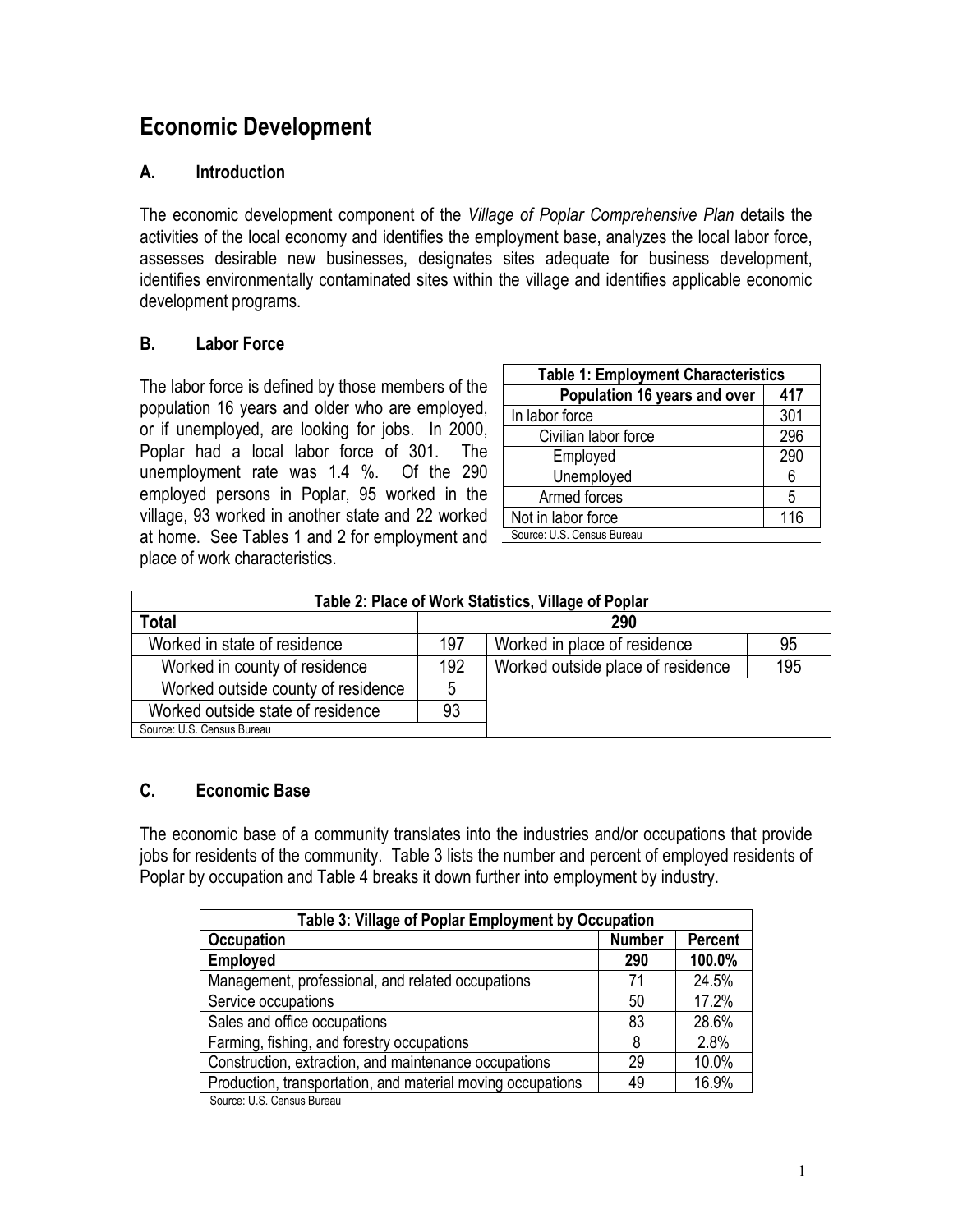# Economic Development

## A. Introduction

The economic development component of the *Village of Poplar Comprehensive Plan* details the activities of the local economy and identifies the employment base, analyzes the local labor force, assesses desirable new businesses, designates sites adequate for business development, identifies environmentally contaminated sites within the village and identifies applicable economic development programs.

## B. Labor Force

The labor force is defined by those members of the population 16 years and older who are employed, or if unemployed, are looking for jobs. In 2000, Poplar had a local labor force of 301. The unemployment rate was 1.4 %. Of the 290 employed persons in Poplar, 95 worked in the village, 93 worked in another state and 22 worked at home. See Tables 1 and 2 for employment and place of work characteristics.

| Table 1: Employment Characteristics | |
|---|---|
| **Population 16 years and over** | **417** |
| In labor force | 301 |
| Civilian labor force | 296 |
| Employed | 290 |
| Unemployed | 6 |
| Armed forces | 5 |
| Not in labor force | 116 |

Source: U.S. Census Bureau

| Table 2: Place of Work Statistics, Village of Poplar | | | |
|---|---|---|---|
| **Total** | **290** | | |
| Worked in state of residence | 197 | Worked in place of residence | 95 |
| Worked in county of residence | 192 | Worked outside place of residence | 195 |
| Worked outside county of residence | 5 | | |
| Worked outside state of residence | 93 | | |

Source: U.S. Census Bureau

## C. Economic Base

The economic base of a community translates into the industries and/or occupations that provide jobs for residents of the community. Table 3 lists the number and percent of employed residents of Poplar by occupation and Table 4 breaks it down further into employment by industry.

| Table 3: Village of Poplar Employment by Occupation | | |
|---|---|---|
| **Occupation** | **Number** | **Percent** |
| **Employed** | **290** | **100.0%** |
| Management, professional, and related occupations | 71 | 24.5% |
| Service occupations | 50 | 17.2% |
| Sales and office occupations | 83 | 28.6% |
| Farming, fishing, and forestry occupations | 8 | 2.8% |
| Construction, extraction, and maintenance occupations | 29 | 10.0% |
| Production, transportation, and material moving occupations | 49 | 16.9% |

Source: U.S. Census Bureau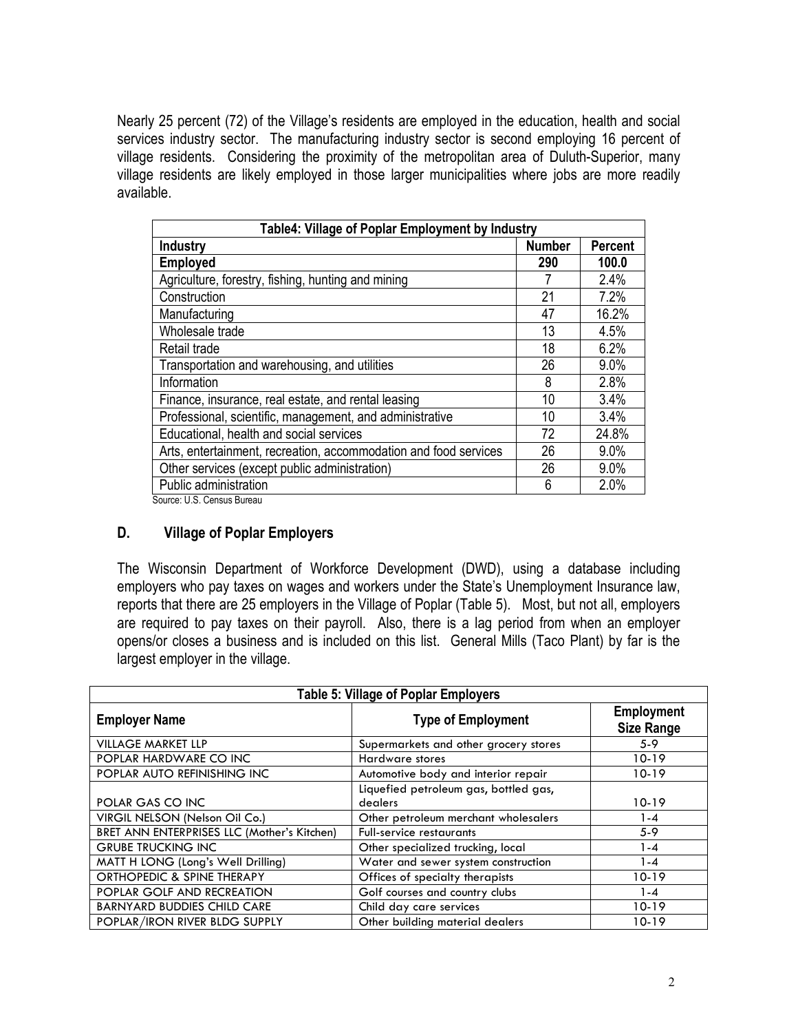Nearly 25 percent (72) of the Village's residents are employed in the education, health and social services industry sector. The manufacturing industry sector is second employing 16 percent of village residents. Considering the proximity of the metropolitan area of Duluth-Superior, many village residents are likely employed in those larger municipalities where jobs are more readily available.

| Table4: Village of Poplar Employment by Industry | | |
|---|---|---|
| **Industry** | **Number** | **Percent** |
| **Employed** | **290** | **100.0** |
| Agriculture, forestry, fishing, hunting and mining | 7 | 2.4% |
| Construction | 21 | 7.2% |
| Manufacturing | 47 | 16.2% |
| Wholesale trade | 13 | 4.5% |
| Retail trade | 18 | 6.2% |
| Transportation and warehousing, and utilities | 26 | 9.0% |
| Information | 8 | 2.8% |
| Finance, insurance, real estate, and rental leasing | 10 | 3.4% |
| Professional, scientific, management, and administrative | 10 | 3.4% |
| Educational, health and social services | 72 | 24.8% |
| Arts, entertainment, recreation, accommodation and food services | 26 | 9.0% |
| Other services (except public administration) | 26 | 9.0% |
| Public administration | 6 | 2.0% |

Source: U.S. Census Bureau

## D. Village of Poplar Employers

The Wisconsin Department of Workforce Development (DWD), using a database including employers who pay taxes on wages and workers under the State's Unemployment Insurance law, reports that there are 25 employers in the Village of Poplar (Table 5). Most, but not all, employers are required to pay taxes on their payroll. Also, there is a lag period from when an employer opens/or closes a business and is included on this list. General Mills (Taco Plant) by far is the largest employer in the village.

| Table 5: Village of Poplar Employers | | |
|---|---|---|
| **Employer Name** | **Type of Employment** | **Employment Size Range** |
| VILLAGE MARKET LLP | Supermarkets and other grocery stores | 5-9 |
| POPLAR HARDWARE CO INC | Hardware stores | 10-19 |
| POPLAR AUTO REFINISHING INC | Automotive body and interior repair | 10-19 |
| POLAR GAS CO INC | Liquefied petroleum gas, bottled gas, dealers | 10-19 |
| VIRGIL NELSON (Nelson Oil Co.) | Other petroleum merchant wholesalers | 1-4 |
| BRET ANN ENTERPRISES LLC (Mother's Kitchen) | Full-service restaurants | 5-9 |
| GRUBE TRUCKING INC | Other specialized trucking, local | 1-4 |
| MATT H LONG (Long's Well Drilling) | Water and sewer system construction | 1-4 |
| ORTHOPEDIC & SPINE THERAPY | Offices of specialty therapists | 10-19 |
| POPLAR GOLF AND RECREATION | Golf courses and country clubs | 1-4 |
| BARNYARD BUDDIES CHILD CARE | Child day care services | 10-19 |
| POPLAR/IRON RIVER BLDG SUPPLY | Other building material dealers | 10-19 |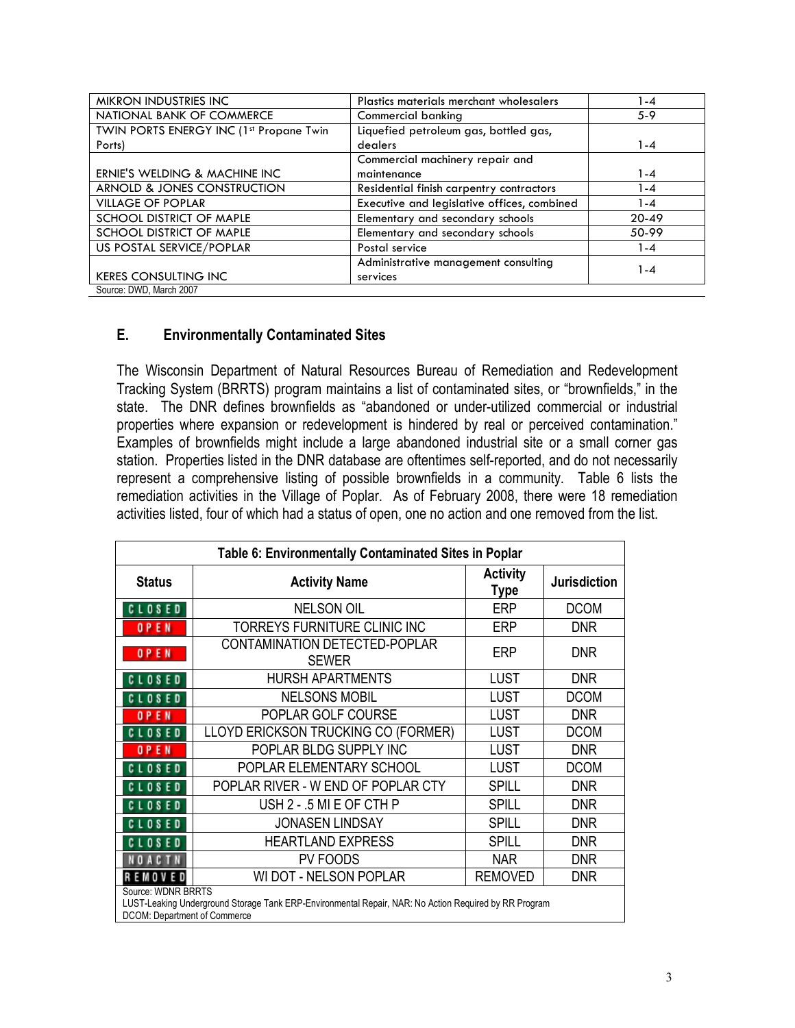| MIKRON INDUSTRIES INC | Plastics materials merchant wholesalers | 1-4 |
|---|---|---|
| NATIONAL BANK OF COMMERCE | Commercial banking | 5-9 |
| TWIN PORTS ENERGY INC (1st Propane Twin Ports) | Liquefied petroleum gas, bottled gas, dealers | 1-4 |
| ERNIE'S WELDING & MACHINE INC | Commercial machinery repair and maintenance | 1-4 |
| ARNOLD & JONES CONSTRUCTION | Residential finish carpentry contractors | 1-4 |
| VILLAGE OF POPLAR | Executive and legislative offices, combined | 1-4 |
| SCHOOL DISTRICT OF MAPLE | Elementary and secondary schools | 20-49 |
| SCHOOL DISTRICT OF MAPLE | Elementary and secondary schools | 50-99 |
| US POSTAL SERVICE/POPLAR | Postal service | 1-4 |
| KERES CONSULTING INC | Administrative management consulting services | 1-4 |

Source: DWD, March 2007

## E. Environmentally Contaminated Sites

The Wisconsin Department of Natural Resources Bureau of Remediation and Redevelopment Tracking System (BRRTS) program maintains a list of contaminated sites, or "brownfields," in the state. The DNR defines brownfields as "abandoned or under-utilized commercial or industrial properties where expansion or redevelopment is hindered by real or perceived contamination." Examples of brownfields might include a large abandoned industrial site or a small corner gas station. Properties listed in the DNR database are oftentimes self-reported, and do not necessarily represent a comprehensive listing of possible brownfields in a community. Table 6 lists the remediation activities in the Village of Poplar. As of February 2008, there were 18 remediation activities listed, four of which had a status of open, one no action and one removed from the list.

**Table 6: Environmentally Contaminated Sites in Poplar**

| Status | Activity Name | Activity Type | Jurisdiction |
|---|---|---|---|
| CLOSED | NELSON OIL | ERP | DCOM |
| OPEN | TORREYS FURNITURE CLINIC INC | ERP | DNR |
| OPEN | CONTAMINATION DETECTED-POPLAR SEWER | ERP | DNR |
| CLOSED | HURSH APARTMENTS | LUST | DNR |
| CLOSED | NELSONS MOBIL | LUST | DCOM |
| OPEN | POPLAR GOLF COURSE | LUST | DNR |
| CLOSED | LLOYD ERICKSON TRUCKING CO (FORMER) | LUST | DCOM |
| OPEN | POPLAR BLDG SUPPLY INC | LUST | DNR |
| CLOSED | POPLAR ELEMENTARY SCHOOL | LUST | DCOM |
| CLOSED | POPLAR RIVER - W END OF POPLAR CTY | SPILL | DNR |
| CLOSED | USH 2 - .5 MI E OF CTH P | SPILL | DNR |
| CLOSED | JONASEN LINDSAY | SPILL | DNR |
| CLOSED | HEARTLAND EXPRESS | SPILL | DNR |
| NOACTN | PV FOODS | NAR | DNR |
| REMOVED | WI DOT - NELSON POPLAR | REMOVED | DNR |

Source: WDNR BRRTS
LUST-Leaking Underground Storage Tank ERP-Environmental Repair, NAR: No Action Required by RR Program
DCOM: Department of Commerce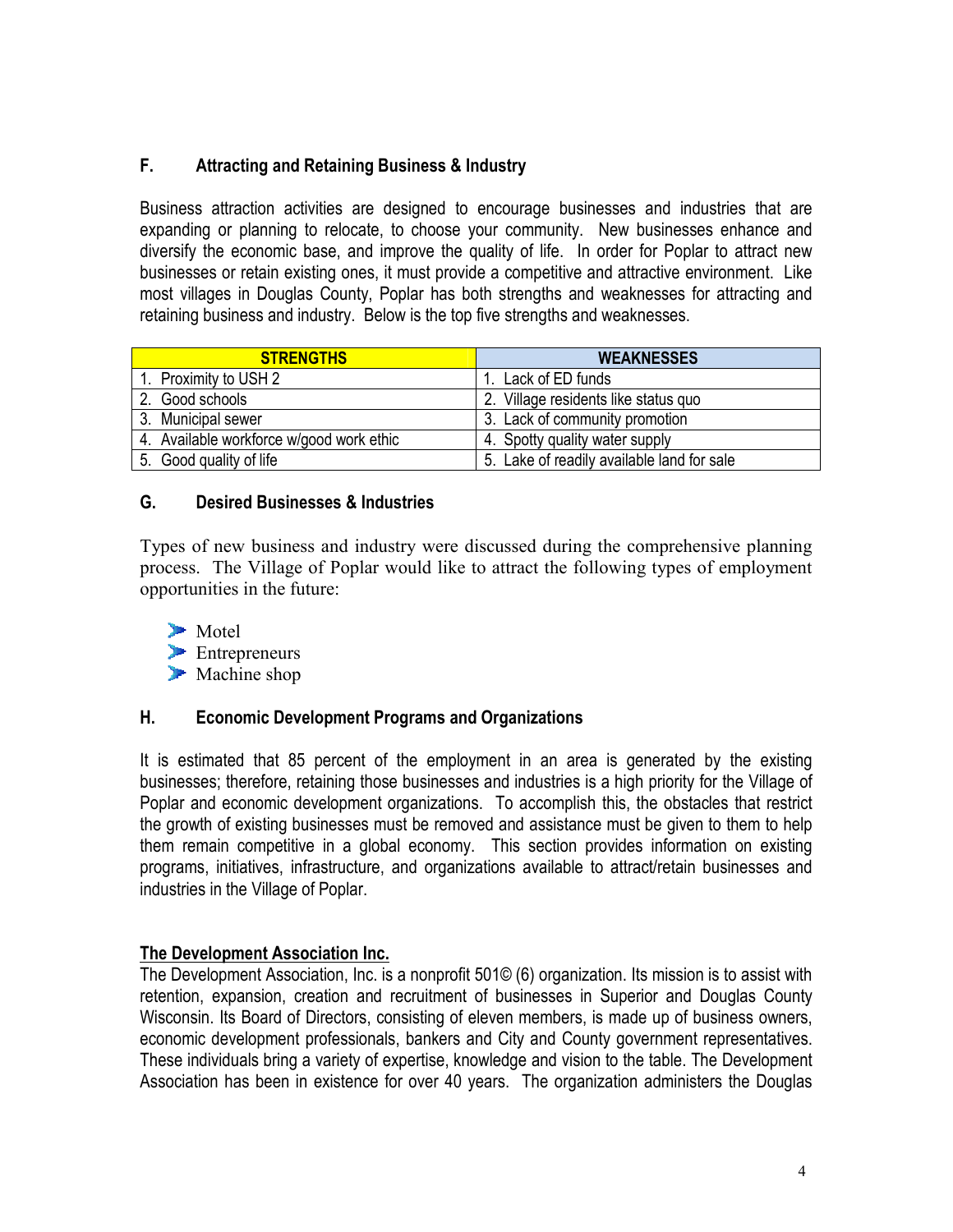### F. Attracting and Retaining Business & Industry

Business attraction activities are designed to encourage businesses and industries that are expanding or planning to relocate, to choose your community. New businesses enhance and diversify the economic base, and improve the quality of life. In order for Poplar to attract new businesses or retain existing ones, it must provide a competitive and attractive environment. Like most villages in Douglas County, Poplar has both strengths and weaknesses for attracting and retaining business and industry. Below is the top five strengths and weaknesses.

| STRENGTHS | WEAKNESSES |
| --- | --- |
| 1. Proximity to USH 2 | 1. Lack of ED funds |
| 2. Good schools | 2. Village residents like status quo |
| 3. Municipal sewer | 3. Lack of community promotion |
| 4. Available workforce w/good work ethic | 4. Spotty quality water supply |
| 5. Good quality of life | 5. Lake of readily available land for sale |

### G. Desired Businesses & Industries

Types of new business and industry were discussed during the comprehensive planning process. The Village of Poplar would like to attract the following types of employment opportunities in the future:

- Motel
- Entrepreneurs
- Machine shop

### H. Economic Development Programs and Organizations

It is estimated that 85 percent of the employment in an area is generated by the existing businesses; therefore, retaining those businesses and industries is a high priority for the Village of Poplar and economic development organizations. To accomplish this, the obstacles that restrict the growth of existing businesses must be removed and assistance must be given to them to help them remain competitive in a global economy. This section provides information on existing programs, initiatives, infrastructure, and organizations available to attract/retain businesses and industries in the Village of Poplar.

**The Development Association Inc.**

The Development Association, Inc. is a nonprofit 501© (6) organization. Its mission is to assist with retention, expansion, creation and recruitment of businesses in Superior and Douglas County Wisconsin. Its Board of Directors, consisting of eleven members, is made up of business owners, economic development professionals, bankers and City and County government representatives. These individuals bring a variety of expertise, knowledge and vision to the table. The Development Association has been in existence for over 40 years. The organization administers the Douglas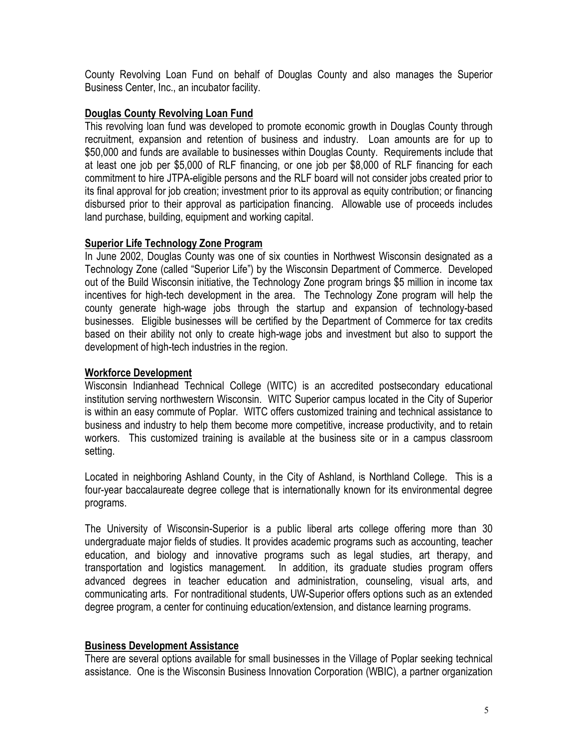County Revolving Loan Fund on behalf of Douglas County and also manages the Superior Business Center, Inc., an incubator facility.

## Douglas County Revolving Loan Fund

This revolving loan fund was developed to promote economic growth in Douglas County through recruitment, expansion and retention of business and industry. Loan amounts are for up to $50,000 and funds are available to businesses within Douglas County. Requirements include that at least one job per $5,000 of RLF financing, or one job per $8,000 of RLF financing for each commitment to hire JTPA-eligible persons and the RLF board will not consider jobs created prior to its final approval for job creation; investment prior to its approval as equity contribution; or financing disbursed prior to their approval as participation financing. Allowable use of proceeds includes land purchase, building, equipment and working capital.

## Superior Life Technology Zone Program

In June 2002, Douglas County was one of six counties in Northwest Wisconsin designated as a Technology Zone (called "Superior Life") by the Wisconsin Department of Commerce. Developed out of the Build Wisconsin initiative, the Technology Zone program brings $5 million in income tax incentives for high-tech development in the area. The Technology Zone program will help the county generate high-wage jobs through the startup and expansion of technology-based businesses. Eligible businesses will be certified by the Department of Commerce for tax credits based on their ability not only to create high-wage jobs and investment but also to support the development of high-tech industries in the region.

## Workforce Development

Wisconsin Indianhead Technical College (WITC) is an accredited postsecondary educational institution serving northwestern Wisconsin. WITC Superior campus located in the City of Superior is within an easy commute of Poplar. WITC offers customized training and technical assistance to business and industry to help them become more competitive, increase productivity, and to retain workers. This customized training is available at the business site or in a campus classroom setting.

Located in neighboring Ashland County, in the City of Ashland, is Northland College. This is a four-year baccalaureate degree college that is internationally known for its environmental degree programs.

The University of Wisconsin-Superior is a public liberal arts college offering more than 30 undergraduate major fields of studies. It provides academic programs such as accounting, teacher education, and biology and innovative programs such as legal studies, art therapy, and transportation and logistics management. In addition, its graduate studies program offers advanced degrees in teacher education and administration, counseling, visual arts, and communicating arts. For nontraditional students, UW-Superior offers options such as an extended degree program, a center for continuing education/extension, and distance learning programs.

## Business Development Assistance

There are several options available for small businesses in the Village of Poplar seeking technical assistance. One is the Wisconsin Business Innovation Corporation (WBIC), a partner organization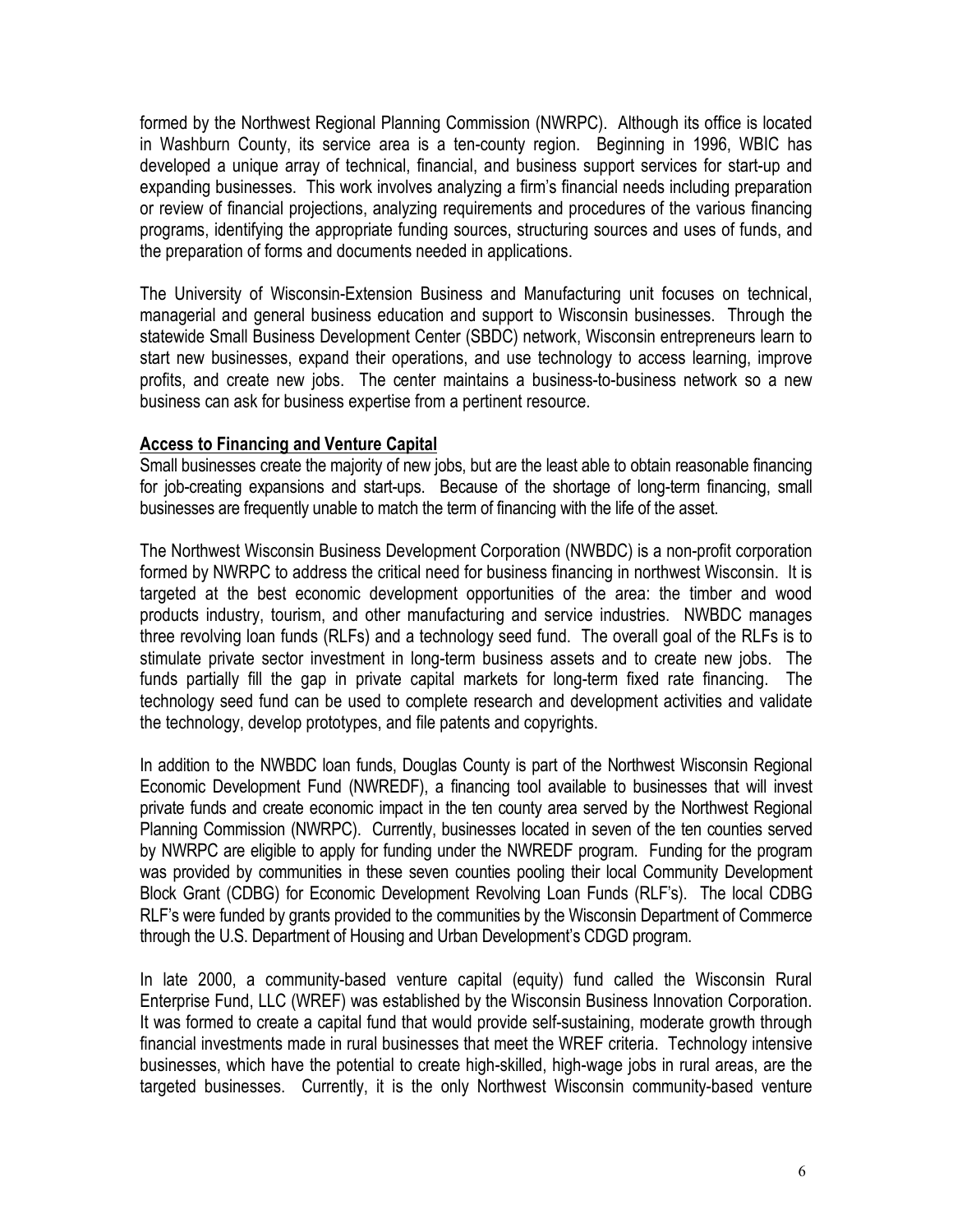formed by the Northwest Regional Planning Commission (NWRPC). Although its office is located in Washburn County, its service area is a ten-county region. Beginning in 1996, WBIC has developed a unique array of technical, financial, and business support services for start-up and expanding businesses. This work involves analyzing a firm's financial needs including preparation or review of financial projections, analyzing requirements and procedures of the various financing programs, identifying the appropriate funding sources, structuring sources and uses of funds, and the preparation of forms and documents needed in applications.

The University of Wisconsin-Extension Business and Manufacturing unit focuses on technical, managerial and general business education and support to Wisconsin businesses. Through the statewide Small Business Development Center (SBDC) network, Wisconsin entrepreneurs learn to start new businesses, expand their operations, and use technology to access learning, improve profits, and create new jobs. The center maintains a business-to-business network so a new business can ask for business expertise from a pertinent resource.

**Access to Financing and Venture Capital**

Small businesses create the majority of new jobs, but are the least able to obtain reasonable financing for job-creating expansions and start-ups. Because of the shortage of long-term financing, small businesses are frequently unable to match the term of financing with the life of the asset.

The Northwest Wisconsin Business Development Corporation (NWBDC) is a non-profit corporation formed by NWRPC to address the critical need for business financing in northwest Wisconsin. It is targeted at the best economic development opportunities of the area: the timber and wood products industry, tourism, and other manufacturing and service industries. NWBDC manages three revolving loan funds (RLFs) and a technology seed fund. The overall goal of the RLFs is to stimulate private sector investment in long-term business assets and to create new jobs. The funds partially fill the gap in private capital markets for long-term fixed rate financing. The technology seed fund can be used to complete research and development activities and validate the technology, develop prototypes, and file patents and copyrights.

In addition to the NWBDC loan funds, Douglas County is part of the Northwest Wisconsin Regional Economic Development Fund (NWREDF), a financing tool available to businesses that will invest private funds and create economic impact in the ten county area served by the Northwest Regional Planning Commission (NWRPC). Currently, businesses located in seven of the ten counties served by NWRPC are eligible to apply for funding under the NWREDF program. Funding for the program was provided by communities in these seven counties pooling their local Community Development Block Grant (CDBG) for Economic Development Revolving Loan Funds (RLF's). The local CDBG RLF's were funded by grants provided to the communities by the Wisconsin Department of Commerce through the U.S. Department of Housing and Urban Development's CDGD program.

In late 2000, a community-based venture capital (equity) fund called the Wisconsin Rural Enterprise Fund, LLC (WREF) was established by the Wisconsin Business Innovation Corporation. It was formed to create a capital fund that would provide self-sustaining, moderate growth through financial investments made in rural businesses that meet the WREF criteria. Technology intensive businesses, which have the potential to create high-skilled, high-wage jobs in rural areas, are the targeted businesses. Currently, it is the only Northwest Wisconsin community-based venture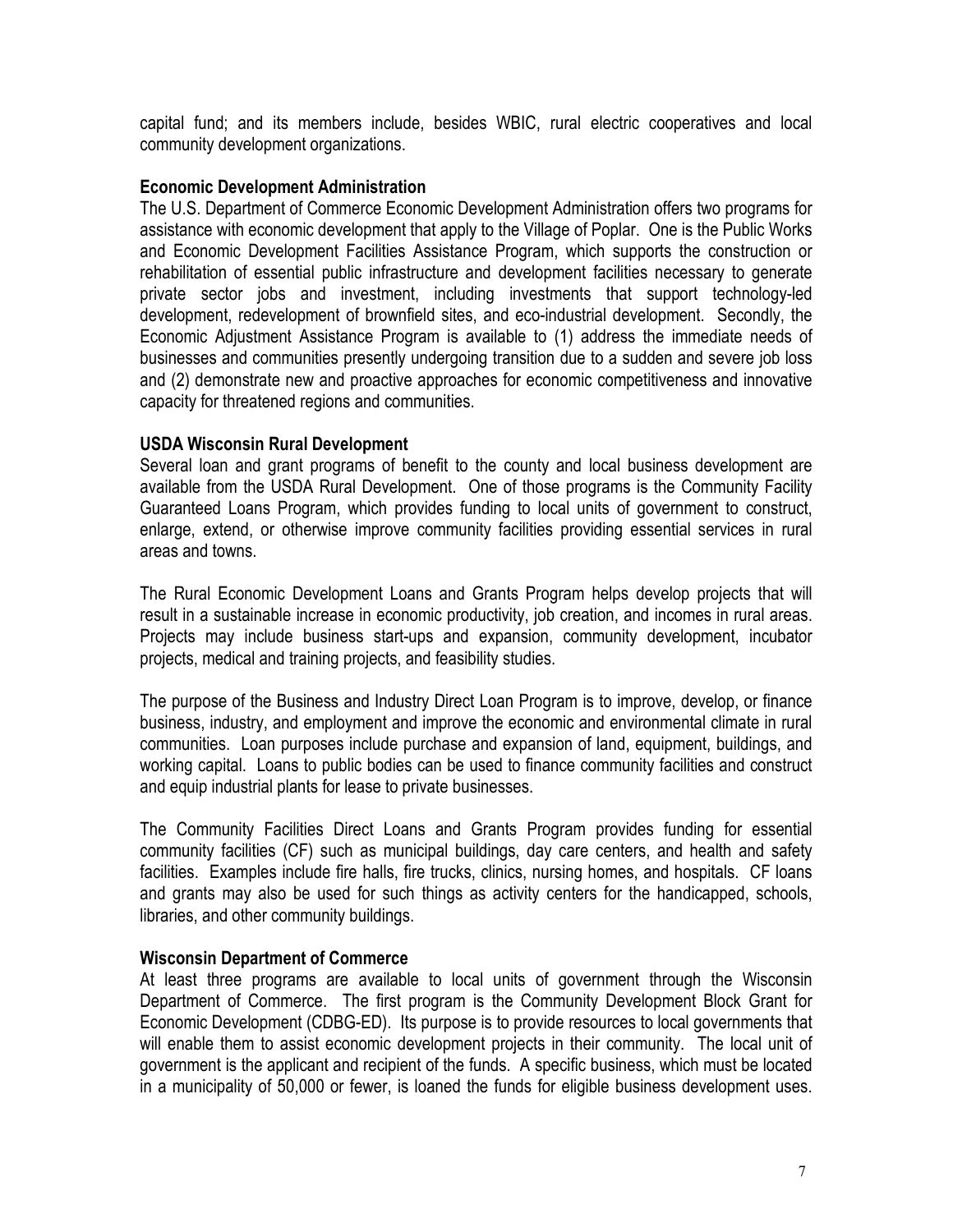capital fund; and its members include, besides WBIC, rural electric cooperatives and local community development organizations.

**Economic Development Administration**

The U.S. Department of Commerce Economic Development Administration offers two programs for assistance with economic development that apply to the Village of Poplar. One is the Public Works and Economic Development Facilities Assistance Program, which supports the construction or rehabilitation of essential public infrastructure and development facilities necessary to generate private sector jobs and investment, including investments that support technology-led development, redevelopment of brownfield sites, and eco-industrial development. Secondly, the Economic Adjustment Assistance Program is available to (1) address the immediate needs of businesses and communities presently undergoing transition due to a sudden and severe job loss and (2) demonstrate new and proactive approaches for economic competitiveness and innovative capacity for threatened regions and communities.

**USDA Wisconsin Rural Development**

Several loan and grant programs of benefit to the county and local business development are available from the USDA Rural Development. One of those programs is the Community Facility Guaranteed Loans Program, which provides funding to local units of government to construct, enlarge, extend, or otherwise improve community facilities providing essential services in rural areas and towns.

The Rural Economic Development Loans and Grants Program helps develop projects that will result in a sustainable increase in economic productivity, job creation, and incomes in rural areas. Projects may include business start-ups and expansion, community development, incubator projects, medical and training projects, and feasibility studies.

The purpose of the Business and Industry Direct Loan Program is to improve, develop, or finance business, industry, and employment and improve the economic and environmental climate in rural communities. Loan purposes include purchase and expansion of land, equipment, buildings, and working capital. Loans to public bodies can be used to finance community facilities and construct and equip industrial plants for lease to private businesses.

The Community Facilities Direct Loans and Grants Program provides funding for essential community facilities (CF) such as municipal buildings, day care centers, and health and safety facilities. Examples include fire halls, fire trucks, clinics, nursing homes, and hospitals. CF loans and grants may also be used for such things as activity centers for the handicapped, schools, libraries, and other community buildings.

**Wisconsin Department of Commerce**

At least three programs are available to local units of government through the Wisconsin Department of Commerce. The first program is the Community Development Block Grant for Economic Development (CDBG-ED). Its purpose is to provide resources to local governments that will enable them to assist economic development projects in their community. The local unit of government is the applicant and recipient of the funds. A specific business, which must be located in a municipality of 50,000 or fewer, is loaned the funds for eligible business development uses.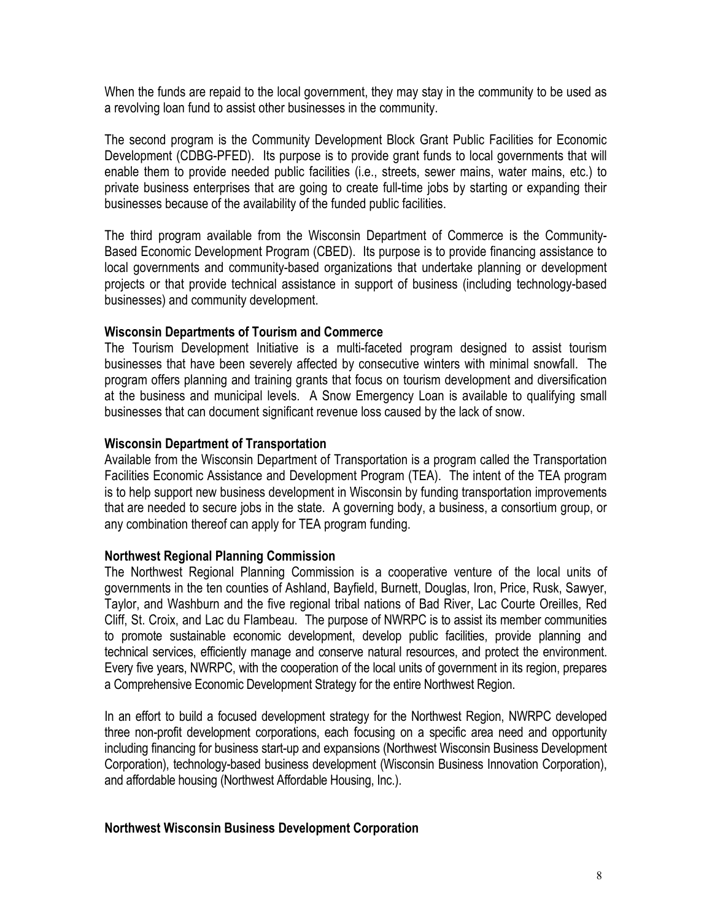When the funds are repaid to the local government, they may stay in the community to be used as a revolving loan fund to assist other businesses in the community.

The second program is the Community Development Block Grant Public Facilities for Economic Development (CDBG-PFED). Its purpose is to provide grant funds to local governments that will enable them to provide needed public facilities (i.e., streets, sewer mains, water mains, etc.) to private business enterprises that are going to create full-time jobs by starting or expanding their businesses because of the availability of the funded public facilities.

The third program available from the Wisconsin Department of Commerce is the Community-Based Economic Development Program (CBED). Its purpose is to provide financing assistance to local governments and community-based organizations that undertake planning or development projects or that provide technical assistance in support of business (including technology-based businesses) and community development.

**Wisconsin Departments of Tourism and Commerce**

The Tourism Development Initiative is a multi-faceted program designed to assist tourism businesses that have been severely affected by consecutive winters with minimal snowfall. The program offers planning and training grants that focus on tourism development and diversification at the business and municipal levels. A Snow Emergency Loan is available to qualifying small businesses that can document significant revenue loss caused by the lack of snow.

**Wisconsin Department of Transportation**

Available from the Wisconsin Department of Transportation is a program called the Transportation Facilities Economic Assistance and Development Program (TEA). The intent of the TEA program is to help support new business development in Wisconsin by funding transportation improvements that are needed to secure jobs in the state. A governing body, a business, a consortium group, or any combination thereof can apply for TEA program funding.

**Northwest Regional Planning Commission**

The Northwest Regional Planning Commission is a cooperative venture of the local units of governments in the ten counties of Ashland, Bayfield, Burnett, Douglas, Iron, Price, Rusk, Sawyer, Taylor, and Washburn and the five regional tribal nations of Bad River, Lac Courte Oreilles, Red Cliff, St. Croix, and Lac du Flambeau. The purpose of NWRPC is to assist its member communities to promote sustainable economic development, develop public facilities, provide planning and technical services, efficiently manage and conserve natural resources, and protect the environment. Every five years, NWRPC, with the cooperation of the local units of government in its region, prepares a Comprehensive Economic Development Strategy for the entire Northwest Region.

In an effort to build a focused development strategy for the Northwest Region, NWRPC developed three non-profit development corporations, each focusing on a specific area need and opportunity including financing for business start-up and expansions (Northwest Wisconsin Business Development Corporation), technology-based business development (Wisconsin Business Innovation Corporation), and affordable housing (Northwest Affordable Housing, Inc.).

**Northwest Wisconsin Business Development Corporation**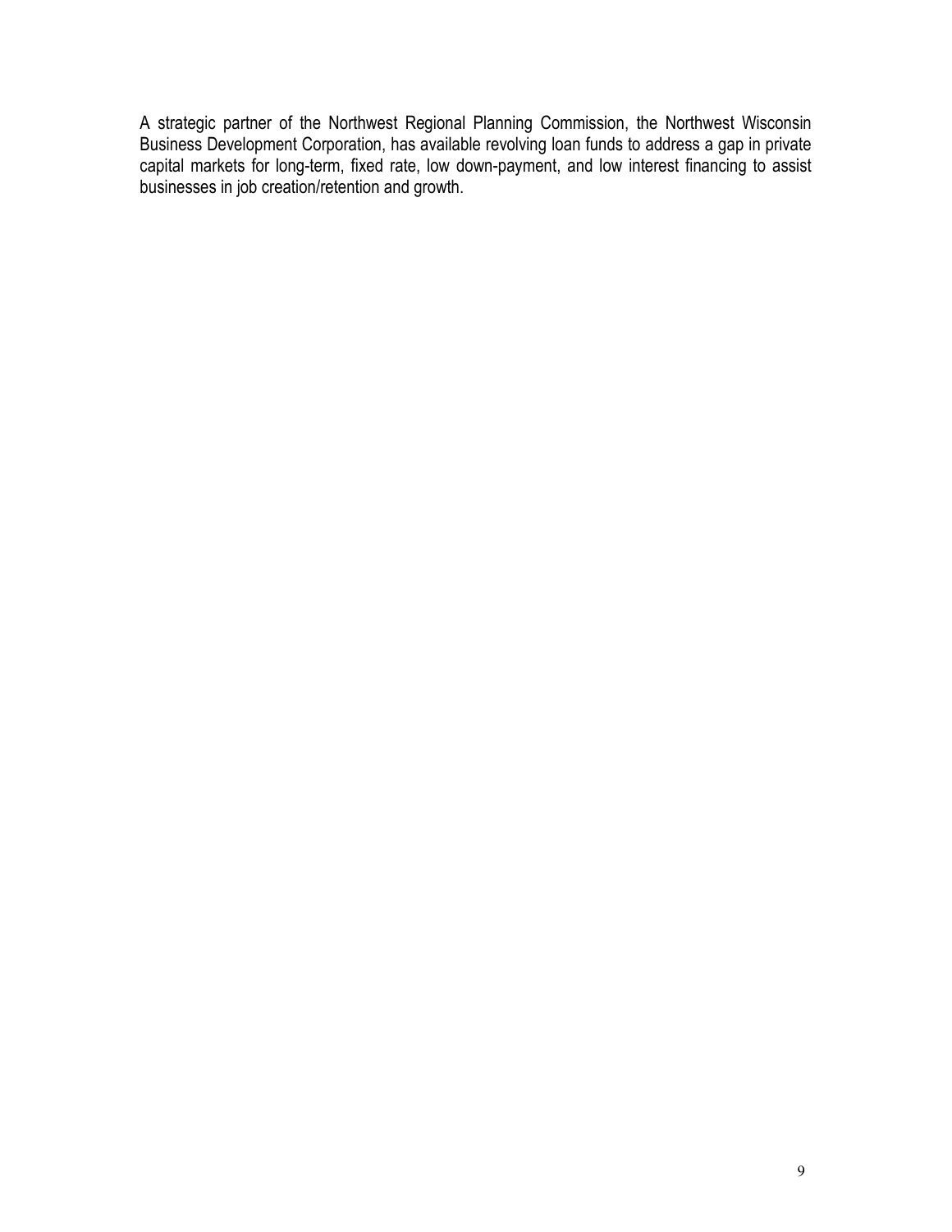A strategic partner of the Northwest Regional Planning Commission, the Northwest Wisconsin Business Development Corporation, has available revolving loan funds to address a gap in private capital markets for long-term, fixed rate, low down-payment, and low interest financing to assist businesses in job creation/retention and growth.